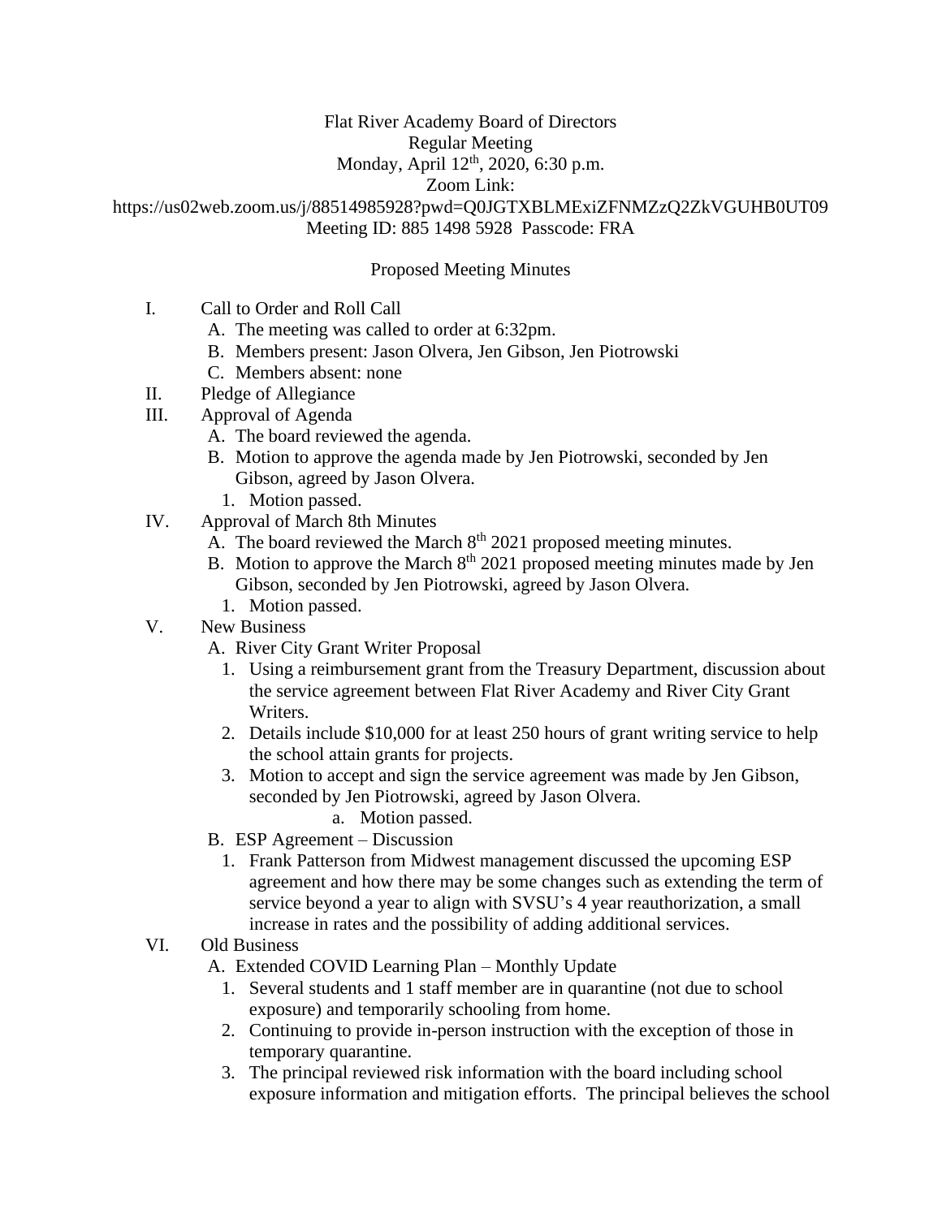Flat River Academy Board of Directors
Regular Meeting
Monday, April 12th, 2020, 6:30 p.m.
Zoom Link:
https://us02web.zoom.us/j/88514985928?pwd=Q0JGTXBLMExiZFNMZzQ2ZkVGUHB0UT09
Meeting ID: 885 1498 5928 Passcode: FRA

Proposed Meeting Minutes

I. Call to Order and Roll Call
   A. The meeting was called to order at 6:32pm.
   B. Members present: Jason Olvera, Jen Gibson, Jen Piotrowski
   C. Members absent: none

II. Pledge of Allegiance

III. Approval of Agenda
   A. The board reviewed the agenda.
   B. Motion to approve the agenda made by Jen Piotrowski, seconded by Jen Gibson, agreed by Jason Olvera.
      1. Motion passed.

IV. Approval of March 8th Minutes
   A. The board reviewed the March 8th 2021 proposed meeting minutes.
   B. Motion to approve the March 8th 2021 proposed meeting minutes made by Jen Gibson, seconded by Jen Piotrowski, agreed by Jason Olvera.
      1. Motion passed.

V. New Business
   A. River City Grant Writer Proposal
      1. Using a reimbursement grant from the Treasury Department, discussion about the service agreement between Flat River Academy and River City Grant Writers.
      2. Details include $10,000 for at least 250 hours of grant writing service to help the school attain grants for projects.
      3. Motion to accept and sign the service agreement was made by Jen Gibson, seconded by Jen Piotrowski, agreed by Jason Olvera.
         a. Motion passed.
   B. ESP Agreement – Discussion
      1. Frank Patterson from Midwest management discussed the upcoming ESP agreement and how there may be some changes such as extending the term of service beyond a year to align with SVSU's 4 year reauthorization, a small increase in rates and the possibility of adding additional services.

VI. Old Business
   A. Extended COVID Learning Plan – Monthly Update
      1. Several students and 1 staff member are in quarantine (not due to school exposure) and temporarily schooling from home.
      2. Continuing to provide in-person instruction with the exception of those in temporary quarantine.
      3. The principal reviewed risk information with the board including school exposure information and mitigation efforts. The principal believes the school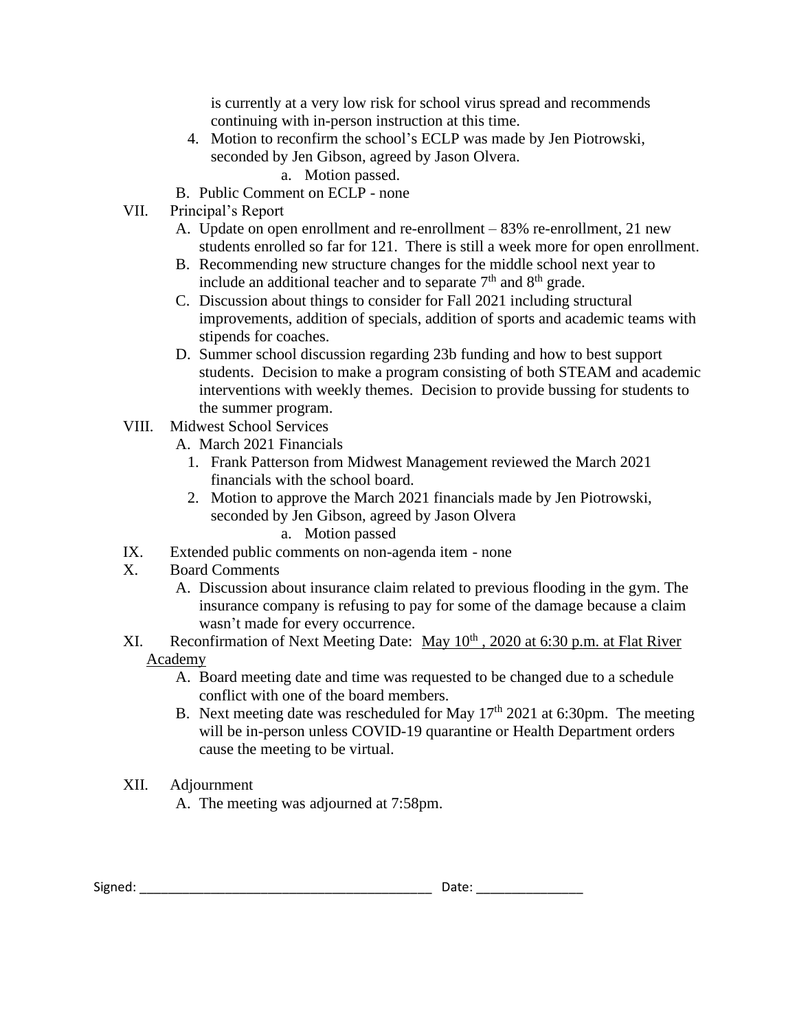is currently at a very low risk for school virus spread and recommends continuing with in-person instruction at this time.

4. Motion to reconfirm the school's ECLP was made by Jen Piotrowski, seconded by Jen Gibson, agreed by Jason Olvera.
   a. Motion passed.

B. Public Comment on ECLP - none

VII. Principal's Report

A. Update on open enrollment and re-enrollment – 83% re-enrollment, 21 new students enrolled so far for 121. There is still a week more for open enrollment.

B. Recommending new structure changes for the middle school next year to include an additional teacher and to separate 7th and 8th grade.

C. Discussion about things to consider for Fall 2021 including structural improvements, addition of specials, addition of sports and academic teams with stipends for coaches.

D. Summer school discussion regarding 23b funding and how to best support students. Decision to make a program consisting of both STEAM and academic interventions with weekly themes. Decision to provide bussing for students to the summer program.

VIII. Midwest School Services

A. March 2021 Financials

1. Frank Patterson from Midwest Management reviewed the March 2021 financials with the school board.
2. Motion to approve the March 2021 financials made by Jen Piotrowski, seconded by Jen Gibson, agreed by Jason Olvera
   a. Motion passed

IX. Extended public comments on non-agenda item - none

X. Board Comments

A. Discussion about insurance claim related to previous flooding in the gym. The insurance company is refusing to pay for some of the damage because a claim wasn't made for every occurrence.

XI. Reconfirmation of Next Meeting Date: <u>May 10th , 2020 at 6:30 p.m. at Flat River Academy</u>

A. Board meeting date and time was requested to be changed due to a schedule conflict with one of the board members.

B. Next meeting date was rescheduled for May 17th 2021 at 6:30pm. The meeting will be in-person unless COVID-19 quarantine or Health Department orders cause the meeting to be virtual.

XII. Adjournment

A. The meeting was adjourned at 7:58pm.

Signed: ________________________________________ Date: _______________